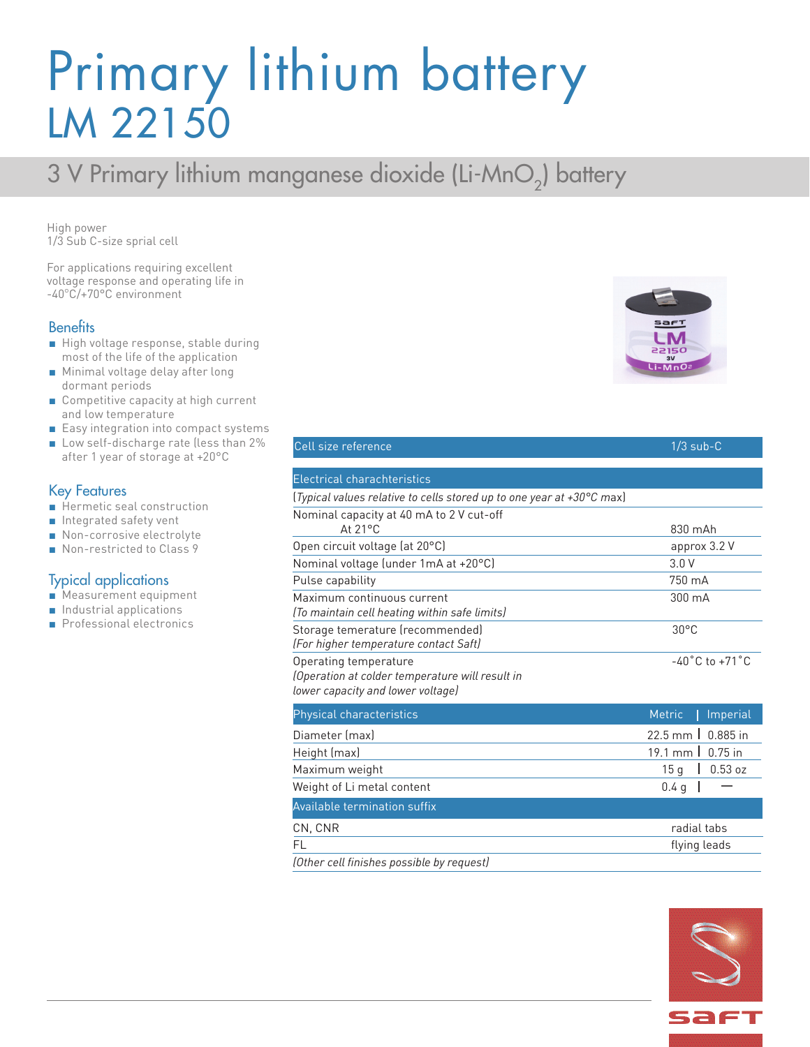# Primary lithium battery
# LM 22150

## 3 V Primary lithium manganese dioxide (Li-$MnO_2$) battery

High power
1/3 Sub C-size sprial cell

For applications requiring excellent voltage response and operating life in -40°C/+70°C environment

### Benefits

- High voltage response, stable during most of the life of the application
- Minimal voltage delay after long dormant periods
- Competitive capacity at high current and low temperature
- Easy integration into compact systems
- Low self-discharge rate (less than 2% after 1 year of storage at +20°C

### Key Features

- Hermetic seal construction
- Integrated safety vent
- Non-corrosive electrolyte
- Non-restricted to Class 9

### Typical applications

- Measurement equipment
- Industrial applications
- Professional electronics

| Cell size reference | 1/3 sub-C |
|---|---|

| Electrical charachteristics | |
|---|---|
| *(Typical values relative to cells stored up to one year at +30°C max)* | |
| Nominal capacity at 40 mA to 2 V cut-off<br>At 21°C | 830 mAh |
| Open circuit voltage (at 20°C) | approx 3.2 V |
| Nominal voltage (under 1mA at +20°C) | 3.0 V |
| Pulse capability | 750 mA |
| Maximum continuous current<br>*(To maintain cell heating within safe limits)* | 300 mA |
| Storage temerature (recommended)<br>*(For higher temperature contact Saft)* | 30°C |
| Operating temperature<br>*(Operation at colder temperature will result in lower capacity and lower voltage)* | -40˚C to +71˚C |

| Physical characteristics | Metric | Imperial |
|---|---|---|
| Diameter (max) | 22.5 mm | 0.885 in |
| Height (max) | 19.1 mm | 0.75 in |
| Maximum weight | 15 g | 0.53 oz |
| Weight of Li metal content | 0.4 g | — |

| Available termination suffix | |
|---|---|
| CN, CNR | radial tabs |
| FL | flying leads |
| *(Other cell finishes possible by request)* | |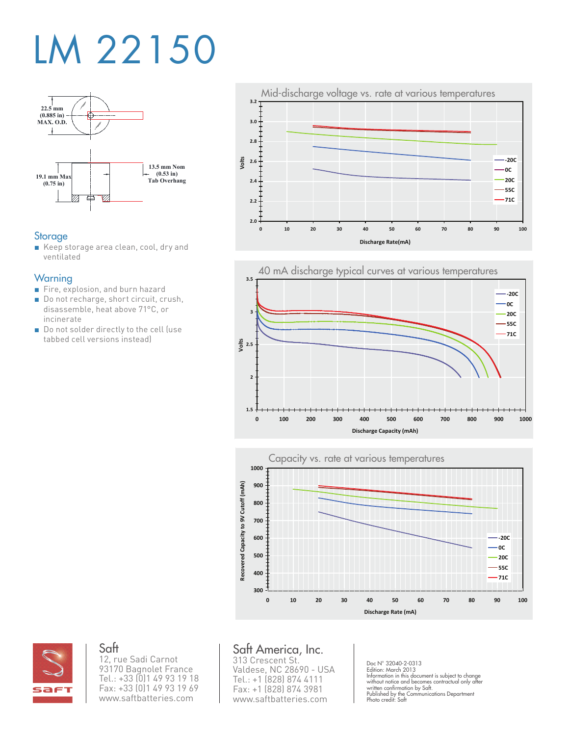# LM 22150

22.5 mm
(0.885 in)
MAX. O.D.

19.1 mm Max
(0.75 in)

13.5 mm Nom
(0.53 in)
Tab Overhang

## Storage

- Keep storage area clean, cool, dry and ventilated

## Warning

- Fire, explosion, and burn hazard
- Do not recharge, short circuit, crush, disassemble, heat above 71°C, or incinerate
- Do not solder directly to the cell (use tabbed cell versions instead)

Mid-discharge voltage vs. rate at various temperatures

Volts
3.2
3.0
2.8
2.6
2.4
2.2
2.0
0 10 20 30 40 50 60 70 80 90 100
Discharge Rate(mA)
-20C
0C
20C
55C
71C

40 mA discharge typical curves at various temperatures

Volts
3.5
3
2.5
2
1.5
0 100 200 300 400 500 600 700 800 900 1000
Discharge Capacity (mAh)
-20C
0C
20C
55C
71C

Capacity vs. rate at various temperatures

Recovered Capacity to 9V Cutoff (mAh)
1000
900
800
700
600
500
400
300
0 10 20 30 40 50 60 70 80 90 100
Discharge Rate (mA)
-20C
0C
20C
55C
71C

saft

Saft
12, rue Sadi Carnot
93170 Bagnolet France
Tel.: +33 (0)1 49 93 19 18
Fax: +33 (0)1 49 93 19 69
www.saftbatteries.com

Saft America, Inc.
313 Crescent St.
Valdese, NC 28690 - USA
Tel.: +1 (828) 874 4111
Fax: +1 (828) 874 3981
www.saftbatteries.com

Doc N° 32040-2-0313
Edition: March 2013
Information in this document is subject to change without notice and becomes contractual only after written confirmation by Saft.
Published by the Communications Department
Photo credit: Saft